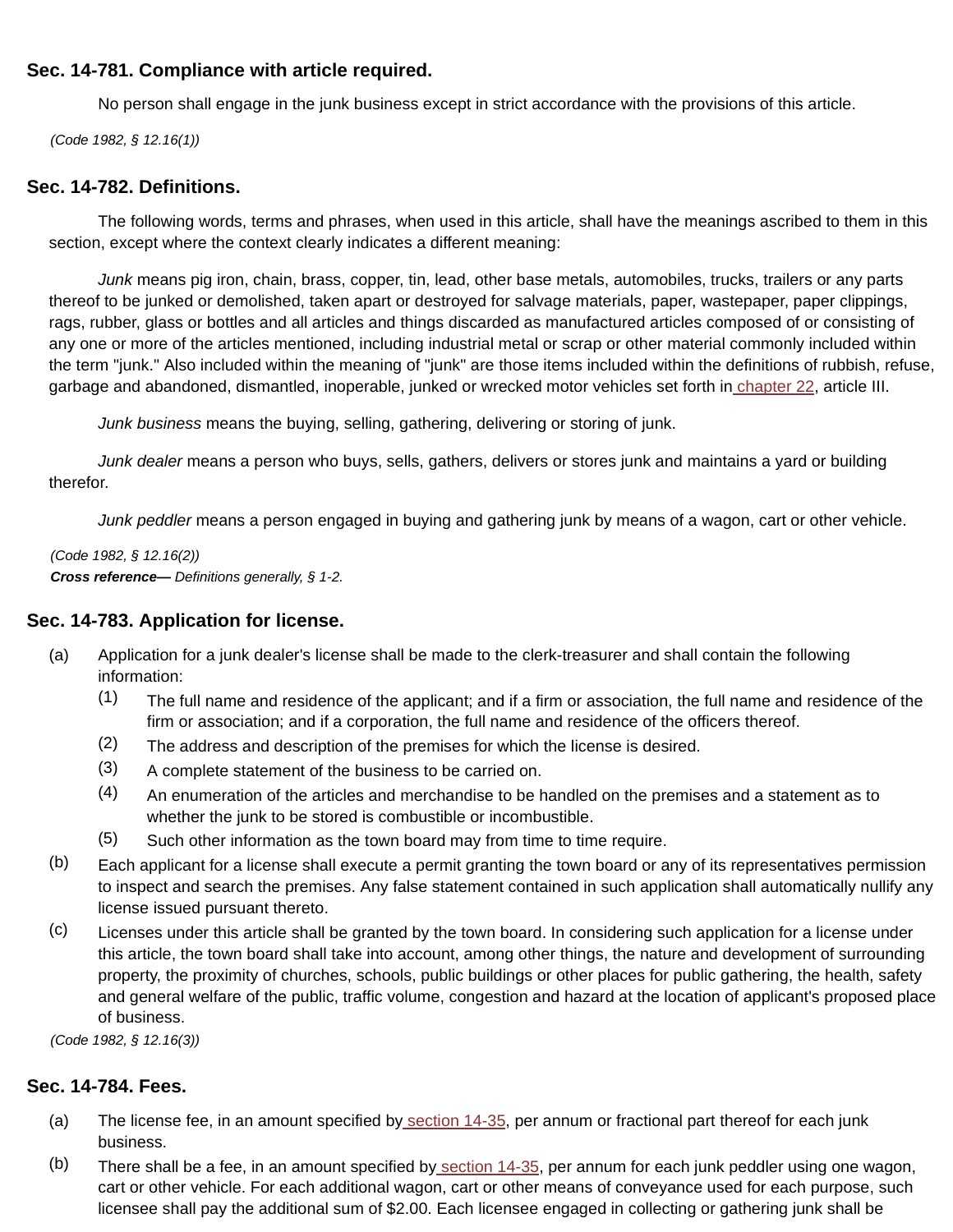## Sec. 14-781. Compliance with article required.

No person shall engage in the junk business except in strict accordance with the provisions of this article.

*(Code 1982, § 12.16(1))*

## Sec. 14-782. Definitions.

The following words, terms and phrases, when used in this article, shall have the meanings ascribed to them in this section, except where the context clearly indicates a different meaning:

*Junk* means pig iron, chain, brass, copper, tin, lead, other base metals, automobiles, trucks, trailers or any parts thereof to be junked or demolished, taken apart or destroyed for salvage materials, paper, wastepaper, paper clippings, rags, rubber, glass or bottles and all articles and things discarded as manufactured articles composed of or consisting of any one or more of the articles mentioned, including industrial metal or scrap or other material commonly included within the term "junk." Also included within the meaning of "junk" are those items included within the definitions of rubbish, refuse, garbage and abandoned, dismantled, inoperable, junked or wrecked motor vehicles set forth in chapter 22, article III.

*Junk business* means the buying, selling, gathering, delivering or storing of junk.

*Junk dealer* means a person who buys, sells, gathers, delivers or stores junk and maintains a yard or building therefor.

*Junk peddler* means a person engaged in buying and gathering junk by means of a wagon, cart or other vehicle.

*(Code 1982, § 12.16(2))*

***Cross reference—*** *Definitions generally, § 1-2.*

## Sec. 14-783. Application for license.

(a) Application for a junk dealer's license shall be made to the clerk-treasurer and shall contain the following information:

  (1) The full name and residence of the applicant; and if a firm or association, the full name and residence of the firm or association; and if a corporation, the full name and residence of the officers thereof.

  (2) The address and description of the premises for which the license is desired.

  (3) A complete statement of the business to be carried on.

  (4) An enumeration of the articles and merchandise to be handled on the premises and a statement as to whether the junk to be stored is combustible or incombustible.

  (5) Such other information as the town board may from time to time require.

(b) Each applicant for a license shall execute a permit granting the town board or any of its representatives permission to inspect and search the premises. Any false statement contained in such application shall automatically nullify any license issued pursuant thereto.

(c) Licenses under this article shall be granted by the town board. In considering such application for a license under this article, the town board shall take into account, among other things, the nature and development of surrounding property, the proximity of churches, schools, public buildings or other places for public gathering, the health, safety and general welfare of the public, traffic volume, congestion and hazard at the location of applicant's proposed place of business.

*(Code 1982, § 12.16(3))*

## Sec. 14-784. Fees.

(a) The license fee, in an amount specified by section 14-35, per annum or fractional part thereof for each junk business.

(b) There shall be a fee, in an amount specified by section 14-35, per annum for each junk peddler using one wagon, cart or other vehicle. For each additional wagon, cart or other means of conveyance used for each purpose, such licensee shall pay the additional sum of $2.00. Each licensee engaged in collecting or gathering junk shall be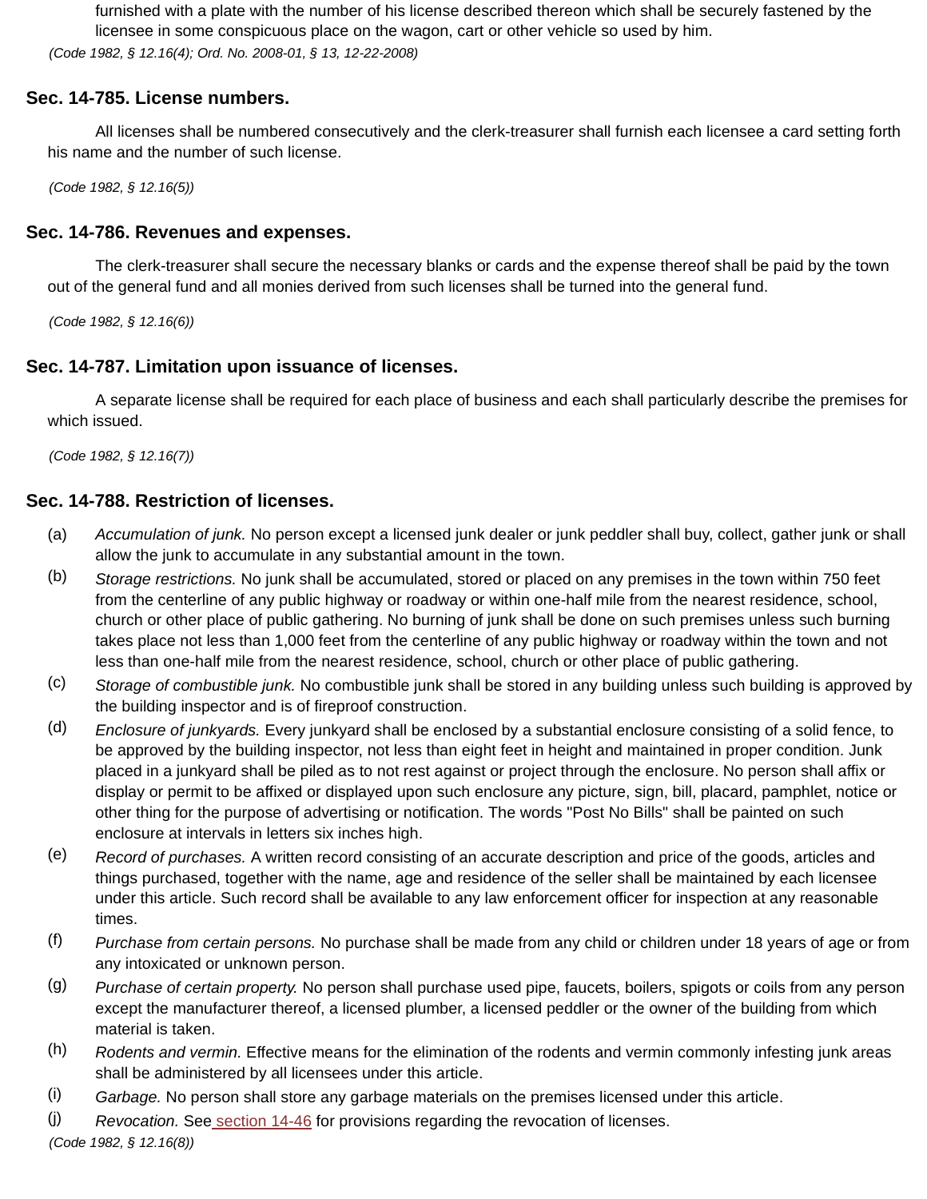furnished with a plate with the number of his license described thereon which shall be securely fastened by the licensee in some conspicuous place on the wagon, cart or other vehicle so used by him.

*(Code 1982, § 12.16(4); Ord. No. 2008-01, § 13, 12-22-2008)*

### Sec. 14-785. License numbers.

All licenses shall be numbered consecutively and the clerk-treasurer shall furnish each licensee a card setting forth his name and the number of such license.

*(Code 1982, § 12.16(5))*

### Sec. 14-786. Revenues and expenses.

The clerk-treasurer shall secure the necessary blanks or cards and the expense thereof shall be paid by the town out of the general fund and all monies derived from such licenses shall be turned into the general fund.

*(Code 1982, § 12.16(6))*

### Sec. 14-787. Limitation upon issuance of licenses.

A separate license shall be required for each place of business and each shall particularly describe the premises for which issued.

*(Code 1982, § 12.16(7))*

### Sec. 14-788. Restriction of licenses.

(a) *Accumulation of junk.* No person except a licensed junk dealer or junk peddler shall buy, collect, gather junk or shall allow the junk to accumulate in any substantial amount in the town.

(b) *Storage restrictions.* No junk shall be accumulated, stored or placed on any premises in the town within 750 feet from the centerline of any public highway or roadway or within one-half mile from the nearest residence, school, church or other place of public gathering. No burning of junk shall be done on such premises unless such burning takes place not less than 1,000 feet from the centerline of any public highway or roadway within the town and not less than one-half mile from the nearest residence, school, church or other place of public gathering.

(c) *Storage of combustible junk.* No combustible junk shall be stored in any building unless such building is approved by the building inspector and is of fireproof construction.

(d) *Enclosure of junkyards.* Every junkyard shall be enclosed by a substantial enclosure consisting of a solid fence, to be approved by the building inspector, not less than eight feet in height and maintained in proper condition. Junk placed in a junkyard shall be piled as to not rest against or project through the enclosure. No person shall affix or display or permit to be affixed or displayed upon such enclosure any picture, sign, bill, placard, pamphlet, notice or other thing for the purpose of advertising or notification. The words "Post No Bills" shall be painted on such enclosure at intervals in letters six inches high.

(e) *Record of purchases.* A written record consisting of an accurate description and price of the goods, articles and things purchased, together with the name, age and residence of the seller shall be maintained by each licensee under this article. Such record shall be available to any law enforcement officer for inspection at any reasonable times.

(f) *Purchase from certain persons.* No purchase shall be made from any child or children under 18 years of age or from any intoxicated or unknown person.

(g) *Purchase of certain property.* No person shall purchase used pipe, faucets, boilers, spigots or coils from any person except the manufacturer thereof, a licensed plumber, a licensed peddler or the owner of the building from which material is taken.

(h) *Rodents and vermin.* Effective means for the elimination of the rodents and vermin commonly infesting junk areas shall be administered by all licensees under this article.

(i) *Garbage.* No person shall store any garbage materials on the premises licensed under this article.

(j) *Revocation.* See section 14-46 for provisions regarding the revocation of licenses.

*(Code 1982, § 12.16(8))*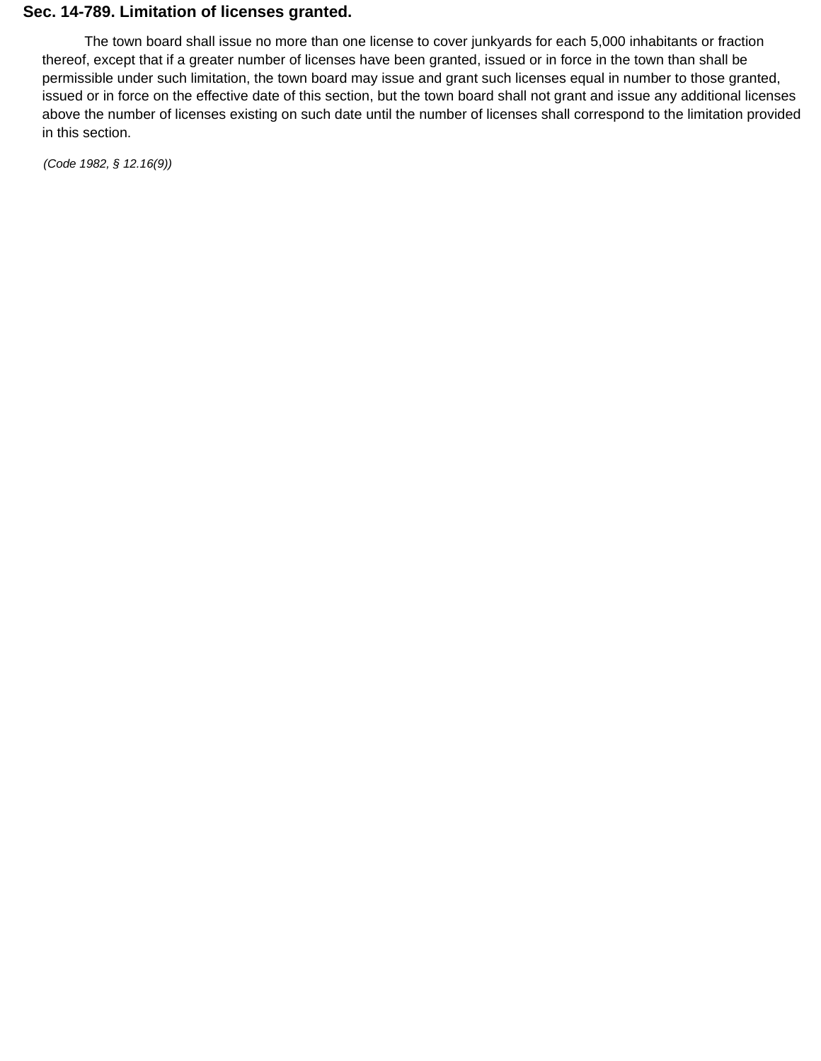### Sec. 14-789. Limitation of licenses granted.

The town board shall issue no more than one license to cover junkyards for each 5,000 inhabitants or fraction thereof, except that if a greater number of licenses have been granted, issued or in force in the town than shall be permissible under such limitation, the town board may issue and grant such licenses equal in number to those granted, issued or in force on the effective date of this section, but the town board shall not grant and issue any additional licenses above the number of licenses existing on such date until the number of licenses shall correspond to the limitation provided in this section.

*(Code 1982, § 12.16(9))*